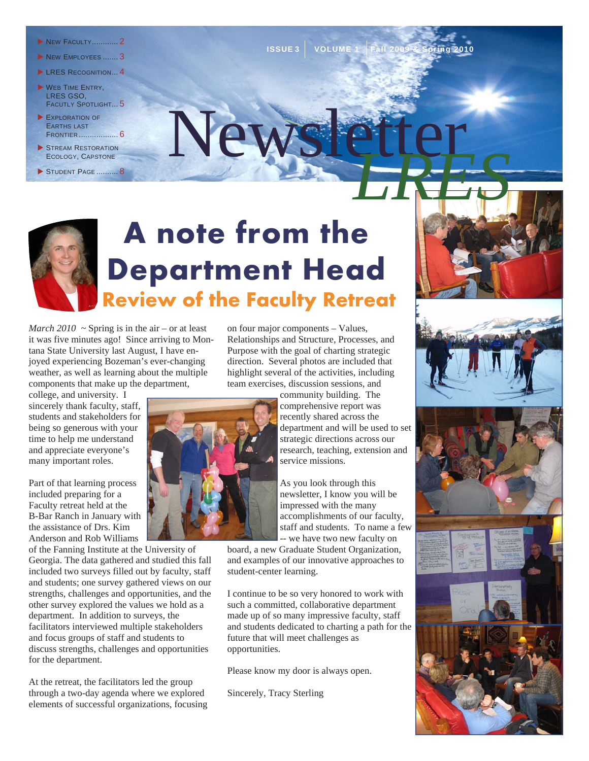- New Faculty............ 2
- New Employees ....... 3
- LRES Recognition... 4
- Web Time Entry, LRES GSO, Facutly Spotlight... 5
- Exploration of Earths Last Frontier.................. 6
- Stream Restoration Ecology, Capstone
- Student Page .......... 8

ISSUE 3 | VOLUME 1 | Fall 2009 & Spring 2010

# Newsletter *LRES*

# A note from the Department Head

## Review of the Faculty Retreat

*March 2010* ~ Spring is in the air – or at least it was five minutes ago! Since arriving to Montana State University last August, I have enjoyed experiencing Bozeman's ever-changing weather, as well as learning about the multiple components that make up the department, college, and university. I sincerely thank faculty, staff, students and stakeholders for being so generous with your time to help me understand and appreciate everyone's many important roles.

Part of that learning process included preparing for a Faculty retreat held at the B-Bar Ranch in January with the assistance of Drs. Kim Anderson and Rob Williams of the Fanning Institute at the University of Georgia. The data gathered and studied this fall included two surveys filled out by faculty, staff and students; one survey gathered views on our strengths, challenges and opportunities, and the other survey explored the values we hold as a department. In addition to surveys, the facilitators interviewed multiple stakeholders and focus groups of staff and students to discuss strengths, challenges and opportunities for the department.

At the retreat, the facilitators led the group through a two-day agenda where we explored elements of successful organizations, focusing on four major components – Values, Relationships and Structure, Processes, and Purpose with the goal of charting strategic direction. Several photos are included that highlight several of the activities, including team exercises, discussion sessions, and community building. The comprehensive report was recently shared across the department and will be used to set strategic directions across our research, teaching, extension and service missions.

As you look through this newsletter, I know you will be impressed with the many accomplishments of our faculty, staff and students. To name a few -- we have two new faculty on board, a new Graduate Student Organization, and examples of our innovative approaches to student-center learning.

I continue to be so very honored to work with such a committed, collaborative department made up of so many impressive faculty, staff and students dedicated to charting a path for the future that will meet challenges as opportunities.

Please know my door is always open.

Sincerely, Tracy Sterling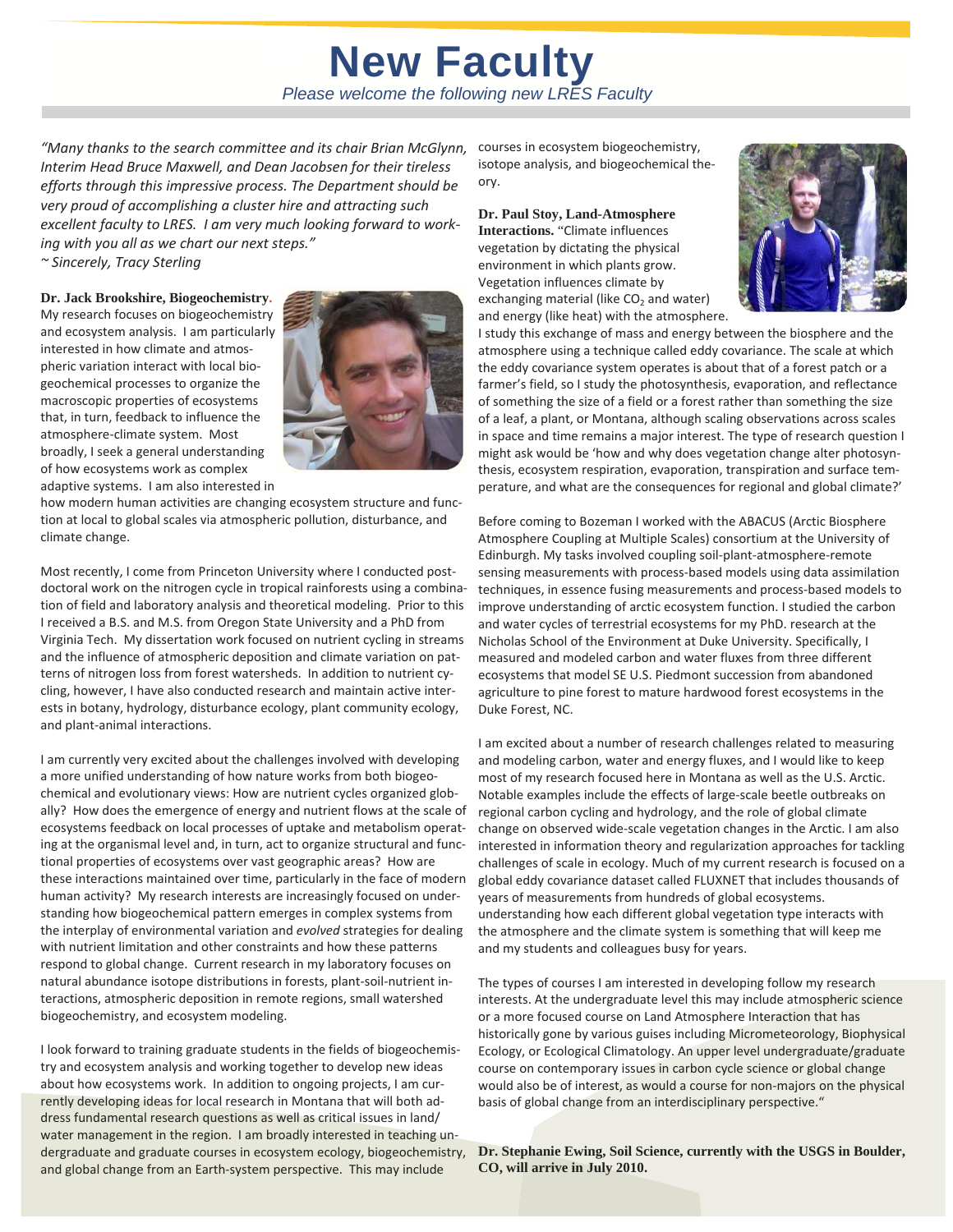# New Faculty

*Please welcome the following new LRES Faculty*

*"Many thanks to the search committee and its chair Brian McGlynn, Interim Head Bruce Maxwell, and Dean Jacobsen for their tireless efforts through this impressive process. The Department should be very proud of accomplishing a cluster hire and attracting such excellent faculty to LRES. I am very much looking forward to working with you all as we chart our next steps."*
*~ Sincerely, Tracy Sterling*

**Dr. Jack Brookshire, Biogeochemistry.** My research focuses on biogeochemistry and ecosystem analysis. I am particularly interested in how climate and atmospheric variation interact with local biogeochemical processes to organize the macroscopic properties of ecosystems that, in turn, feedback to influence the atmosphere-climate system. Most broadly, I seek a general understanding of how ecosystems work as complex adaptive systems. I am also interested in how modern human activities are changing ecosystem structure and function at local to global scales via atmospheric pollution, disturbance, and climate change.

Most recently, I come from Princeton University where I conducted postdoctoral work on the nitrogen cycle in tropical rainforests using a combination of field and laboratory analysis and theoretical modeling. Prior to this I received a B.S. and M.S. from Oregon State University and a PhD from Virginia Tech. My dissertation work focused on nutrient cycling in streams and the influence of atmospheric deposition and climate variation on patterns of nitrogen loss from forest watersheds. In addition to nutrient cycling, however, I have also conducted research and maintain active interests in botany, hydrology, disturbance ecology, plant community ecology, and plant-animal interactions.

I am currently very excited about the challenges involved with developing a more unified understanding of how nature works from both biogeochemical and evolutionary views: How are nutrient cycles organized globally? How does the emergence of energy and nutrient flows at the scale of ecosystems feedback on local processes of uptake and metabolism operating at the organismal level and, in turn, act to organize structural and functional properties of ecosystems over vast geographic areas? How are these interactions maintained over time, particularly in the face of modern human activity? My research interests are increasingly focused on understanding how biogeochemical pattern emerges in complex systems from the interplay of environmental variation and *evolved* strategies for dealing with nutrient limitation and other constraints and how these patterns respond to global change. Current research in my laboratory focuses on natural abundance isotope distributions in forests, plant-soil-nutrient interactions, atmospheric deposition in remote regions, small watershed biogeochemistry, and ecosystem modeling.

I look forward to training graduate students in the fields of biogeochemistry and ecosystem analysis and working together to develop new ideas about how ecosystems work. In addition to ongoing projects, I am currently developing ideas for local research in Montana that will both address fundamental research questions as well as critical issues in land/water management in the region. I am broadly interested in teaching undergraduate and graduate courses in ecosystem ecology, biogeochemistry, and global change from an Earth-system perspective. This may include courses in ecosystem biogeochemistry, isotope analysis, and biogeochemical theory.

**Dr. Paul Stoy, Land-Atmosphere Interactions.** "Climate influences vegetation by dictating the physical environment in which plants grow. Vegetation influences climate by exchanging material (like $CO_2$ and water) and energy (like heat) with the atmosphere. I study this exchange of mass and energy between the biosphere and the atmosphere using a technique called eddy covariance. The scale at which the eddy covariance system operates is about that of a forest patch or a farmer's field, so I study the photosynthesis, evaporation, and reflectance of something the size of a field or a forest rather than something the size of a leaf, a plant, or Montana, although scaling observations across scales in space and time remains a major interest. The type of research question I might ask would be 'how and why does vegetation change alter photosynthesis, ecosystem respiration, evaporation, transpiration and surface temperature, and what are the consequences for regional and global climate?'

Before coming to Bozeman I worked with the ABACUS (Arctic Biosphere Atmosphere Coupling at Multiple Scales) consortium at the University of Edinburgh. My tasks involved coupling soil-plant-atmosphere-remote sensing measurements with process-based models using data assimilation techniques, in essence fusing measurements and process-based models to improve understanding of arctic ecosystem function. I studied the carbon and water cycles of terrestrial ecosystems for my PhD. research at the Nicholas School of the Environment at Duke University. Specifically, I measured and modeled carbon and water fluxes from three different ecosystems that model SE U.S. Piedmont succession from abandoned agriculture to pine forest to mature hardwood forest ecosystems in the Duke Forest, NC.

I am excited about a number of research challenges related to measuring and modeling carbon, water and energy fluxes, and I would like to keep most of my research focused here in Montana as well as the U.S. Arctic. Notable examples include the effects of large-scale beetle outbreaks on regional carbon cycling and hydrology, and the role of global climate change on observed wide-scale vegetation changes in the Arctic. I am also interested in information theory and regularization approaches for tackling challenges of scale in ecology. Much of my current research is focused on a global eddy covariance dataset called FLUXNET that includes thousands of years of measurements from hundreds of global ecosystems. understanding how each different global vegetation type interacts with the atmosphere and the climate system is something that will keep me and my students and colleagues busy for years.

The types of courses I am interested in developing follow my research interests. At the undergraduate level this may include atmospheric science or a more focused course on Land Atmosphere Interaction that has historically gone by various guises including Micrometeorology, Biophysical Ecology, or Ecological Climatology. An upper level undergraduate/graduate course on contemporary issues in carbon cycle science or global change would also be of interest, as would a course for non-majors on the physical basis of global change from an interdisciplinary perspective."

**Dr. Stephanie Ewing, Soil Science, currently with the USGS in Boulder, CO, will arrive in July 2010.**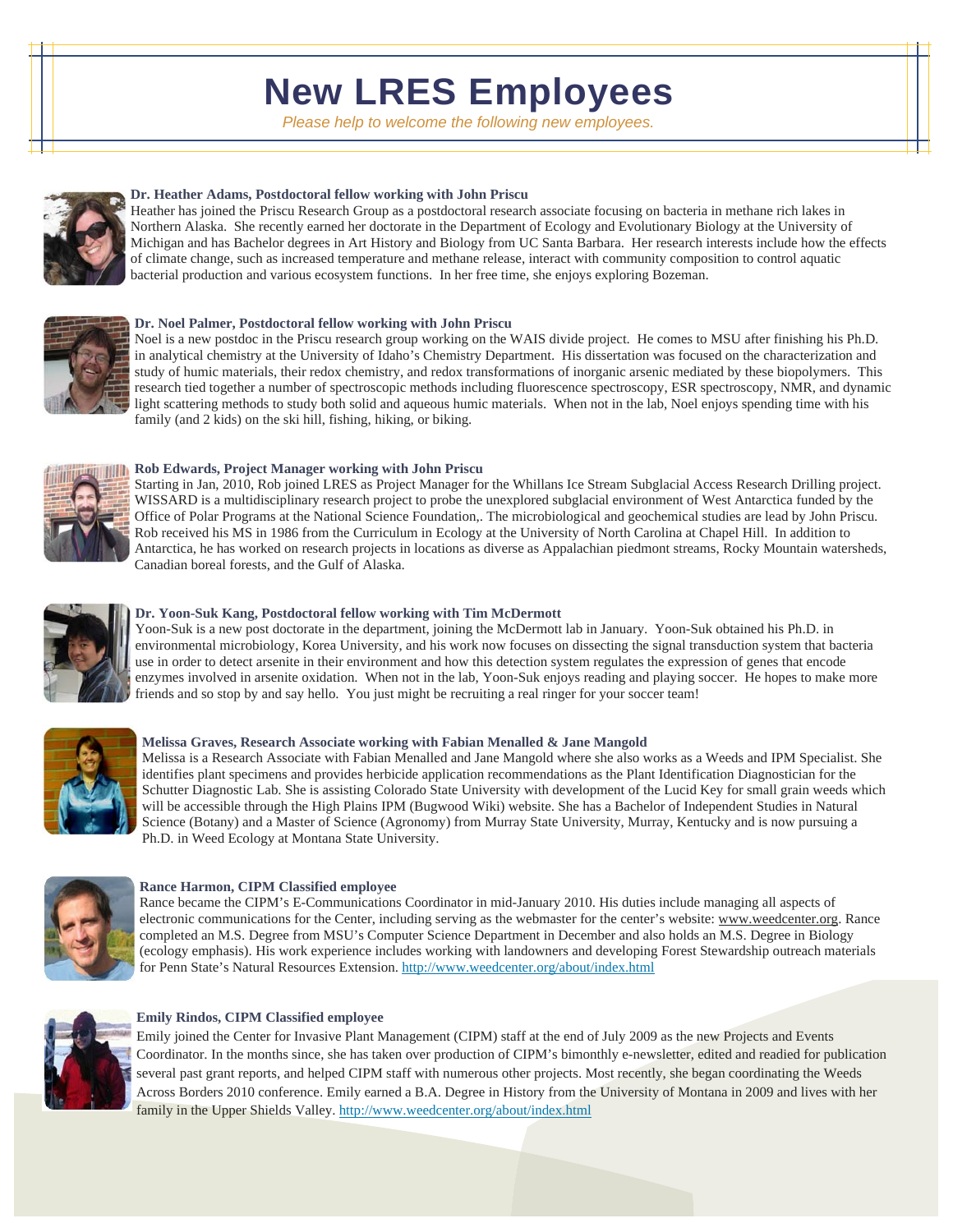# New LRES Employees

*Please help to welcome the following new employees.*

**Dr. Heather Adams, Postdoctoral fellow working with John Priscu**

Heather has joined the Priscu Research Group as a postdoctoral research associate focusing on bacteria in methane rich lakes in Northern Alaska. She recently earned her doctorate in the Department of Ecology and Evolutionary Biology at the University of Michigan and has Bachelor degrees in Art History and Biology from UC Santa Barbara. Her research interests include how the effects of climate change, such as increased temperature and methane release, interact with community composition to control aquatic bacterial production and various ecosystem functions. In her free time, she enjoys exploring Bozeman.

**Dr. Noel Palmer, Postdoctoral fellow working with John Priscu**

Noel is a new postdoc in the Priscu research group working on the WAIS divide project. He comes to MSU after finishing his Ph.D. in analytical chemistry at the University of Idaho's Chemistry Department. His dissertation was focused on the characterization and study of humic materials, their redox chemistry, and redox transformations of inorganic arsenic mediated by these biopolymers. This research tied together a number of spectroscopic methods including fluorescence spectroscopy, ESR spectroscopy, NMR, and dynamic light scattering methods to study both solid and aqueous humic materials. When not in the lab, Noel enjoys spending time with his family (and 2 kids) on the ski hill, fishing, hiking, or biking.

**Rob Edwards, Project Manager working with John Priscu**

Starting in Jan, 2010, Rob joined LRES as Project Manager for the Whillans Ice Stream Subglacial Access Research Drilling project. WISSARD is a multidisciplinary research project to probe the unexplored subglacial environment of West Antarctica funded by the Office of Polar Programs at the National Science Foundation,. The microbiological and geochemical studies are lead by John Priscu. Rob received his MS in 1986 from the Curriculum in Ecology at the University of North Carolina at Chapel Hill. In addition to Antarctica, he has worked on research projects in locations as diverse as Appalachian piedmont streams, Rocky Mountain watersheds, Canadian boreal forests, and the Gulf of Alaska.

**Dr. Yoon-Suk Kang, Postdoctoral fellow working with Tim McDermott**

Yoon-Suk is a new post doctorate in the department, joining the McDermott lab in January. Yoon-Suk obtained his Ph.D. in environmental microbiology, Korea University, and his work now focuses on dissecting the signal transduction system that bacteria use in order to detect arsenite in their environment and how this detection system regulates the expression of genes that encode enzymes involved in arsenite oxidation. When not in the lab, Yoon-Suk enjoys reading and playing soccer. He hopes to make more friends and so stop by and say hello. You just might be recruiting a real ringer for your soccer team!

**Melissa Graves, Research Associate working with Fabian Menalled & Jane Mangold**

Melissa is a Research Associate with Fabian Menalled and Jane Mangold where she also works as a Weeds and IPM Specialist. She identifies plant specimens and provides herbicide application recommendations as the Plant Identification Diagnostician for the Schutter Diagnostic Lab. She is assisting Colorado State University with development of the Lucid Key for small grain weeds which will be accessible through the High Plains IPM (Bugwood Wiki) website. She has a Bachelor of Independent Studies in Natural Science (Botany) and a Master of Science (Agronomy) from Murray State University, Murray, Kentucky and is now pursuing a Ph.D. in Weed Ecology at Montana State University.

**Rance Harmon, CIPM Classified employee**

Rance became the CIPM's E-Communications Coordinator in mid-January 2010. His duties include managing all aspects of electronic communications for the Center, including serving as the webmaster for the center's website: www.weedcenter.org. Rance completed an M.S. Degree from MSU's Computer Science Department in December and also holds an M.S. Degree in Biology (ecology emphasis). His work experience includes working with landowners and developing Forest Stewardship outreach materials for Penn State's Natural Resources Extension. http://www.weedcenter.org/about/index.html

**Emily Rindos, CIPM Classified employee**

Emily joined the Center for Invasive Plant Management (CIPM) staff at the end of July 2009 as the new Projects and Events Coordinator. In the months since, she has taken over production of CIPM's bimonthly e-newsletter, edited and readied for publication several past grant reports, and helped CIPM staff with numerous other projects. Most recently, she began coordinating the Weeds Across Borders 2010 conference. Emily earned a B.A. Degree in History from the University of Montana in 2009 and lives with her family in the Upper Shields Valley. http://www.weedcenter.org/about/index.html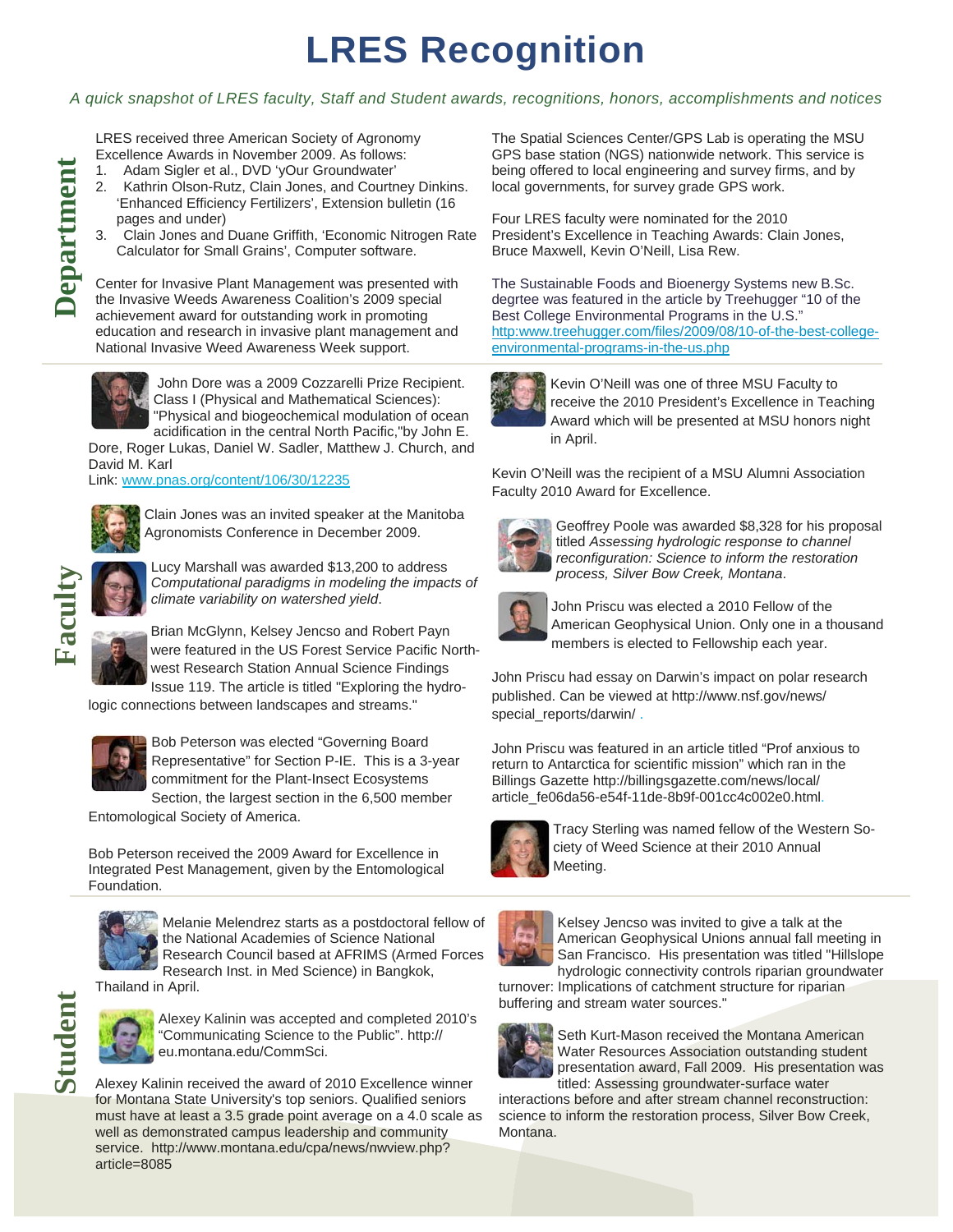# LRES Recognition

*A quick snapshot of LRES faculty, Staff and Student awards, recognitions, honors, accomplishments and notices*

## Department

LRES received three American Society of Agronomy Excellence Awards in November 2009. As follows:

1. Adam Sigler et al., DVD 'yOur Groundwater'
2. Kathrin Olson-Rutz, Clain Jones, and Courtney Dinkins. 'Enhanced Efficiency Fertilizers', Extension bulletin (16 pages and under)
3. Clain Jones and Duane Griffith, 'Economic Nitrogen Rate Calculator for Small Grains', Computer software.

Center for Invasive Plant Management was presented with the Invasive Weeds Awareness Coalition's 2009 special achievement award for outstanding work in promoting education and research in invasive plant management and National Invasive Weed Awareness Week support.

The Spatial Sciences Center/GPS Lab is operating the MSU GPS base station (NGS) nationwide network. This service is being offered to local engineering and survey firms, and by local governments, for survey grade GPS work.

Four LRES faculty were nominated for the 2010 President's Excellence in Teaching Awards: Clain Jones, Bruce Maxwell, Kevin O'Neill, Lisa Rew.

The Sustainable Foods and Bioenergy Systems new B.Sc. degrtee was featured in the article by Treehugger "10 of the Best College Environmental Programs in the U.S." http:www.treehugger.com/files/2009/08/10-of-the-best-college-environmental-programs-in-the-us.php

## Faculty

John Dore was a 2009 Cozzarelli Prize Recipient. Class I (Physical and Mathematical Sciences): "Physical and biogeochemical modulation of ocean acidification in the central North Pacific,"by John E. Dore, Roger Lukas, Daniel W. Sadler, Matthew J. Church, and David M. Karl
Link: www.pnas.org/content/106/30/12235

Clain Jones was an invited speaker at the Manitoba Agronomists Conference in December 2009.

Lucy Marshall was awarded $13,200 to address *Computational paradigms in modeling the impacts of climate variability on watershed yield*.

Brian McGlynn, Kelsey Jencso and Robert Payn were featured in the US Forest Service Pacific North-west Research Station Annual Science Findings Issue 119. The article is titled "Exploring the hydro-logic connections between landscapes and streams."

Bob Peterson was elected "Governing Board Representative" for Section P-IE. This is a 3-year commitment for the Plant-Insect Ecosystems Section, the largest section in the 6,500 member Entomological Society of America.

Bob Peterson received the 2009 Award for Excellence in Integrated Pest Management, given by the Entomological Foundation.

Kevin O'Neill was one of three MSU Faculty to receive the 2010 President's Excellence in Teaching Award which will be presented at MSU honors night in April.

Kevin O'Neill was the recipient of a MSU Alumni Association Faculty 2010 Award for Excellence.

Geoffrey Poole was awarded $8,328 for his proposal titled *Assessing hydrologic response to channel reconfiguration: Science to inform the restoration process, Silver Bow Creek, Montana*.

John Priscu was elected a 2010 Fellow of the American Geophysical Union. Only one in a thousand members is elected to Fellowship each year.

John Priscu had essay on Darwin's impact on polar research published. Can be viewed at http://www.nsf.gov/news/special_reports/darwin/ .

John Priscu was featured in an article titled "Prof anxious to return to Antarctica for scientific mission" which ran in the Billings Gazette http://billingsgazette.com/news/local/article_fe06da56-e54f-11de-8b9f-001cc4c002e0.html.

Tracy Sterling was named fellow of the Western Society of Weed Science at their 2010 Annual Meeting.

## Student

Melanie Melendrez starts as a postdoctoral fellow of the National Academies of Science National Research Council based at AFRIMS (Armed Forces Research Inst. in Med Science) in Bangkok, Thailand in April.

Alexey Kalinin was accepted and completed 2010's "Communicating Science to the Public". http://eu.montana.edu/CommSci.

Alexey Kalinin received the award of 2010 Excellence winner for Montana State University's top seniors. Qualified seniors must have at least a 3.5 grade point average on a 4.0 scale as well as demonstrated campus leadership and community service. http://www.montana.edu/cpa/news/nwview.php?article=8085

Kelsey Jencso was invited to give a talk at the American Geophysical Unions annual fall meeting in San Francisco. His presentation was titled "Hillslope hydrologic connectivity controls riparian groundwater turnover: Implications of catchment structure for riparian buffering and stream water sources."

Seth Kurt-Mason received the Montana American Water Resources Association outstanding student presentation award, Fall 2009. His presentation was titled: Assessing groundwater-surface water interactions before and after stream channel reconstruction: science to inform the restoration process, Silver Bow Creek, Montana.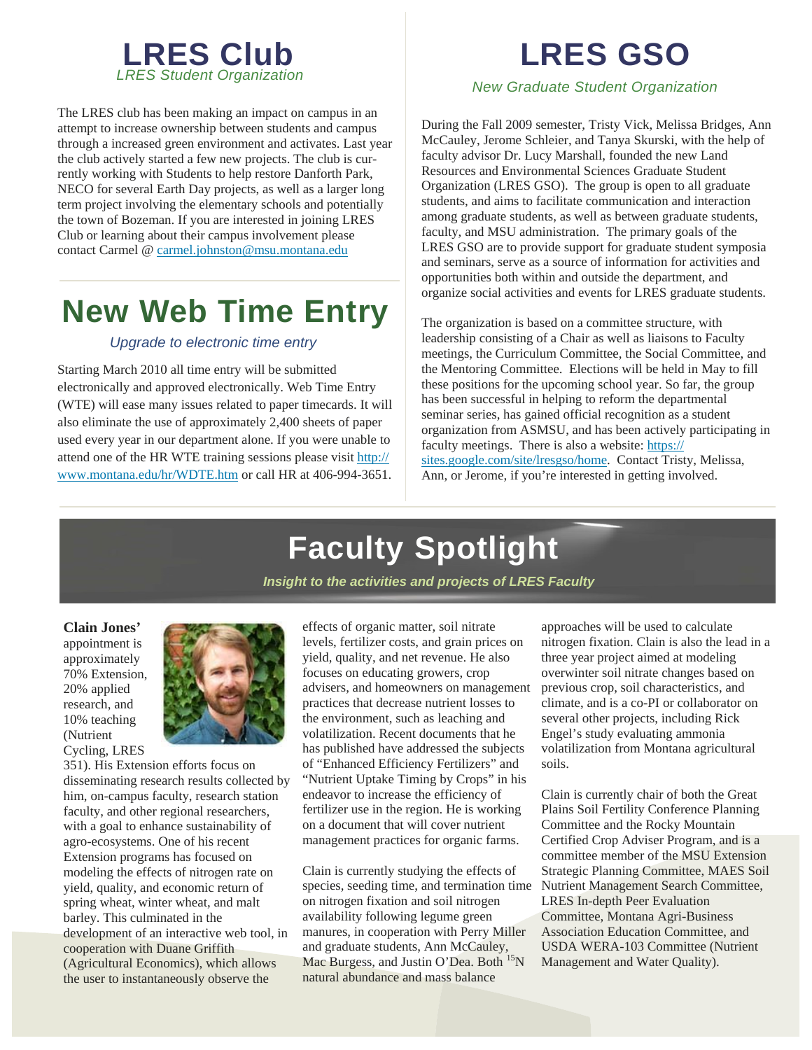# LRES Club

*LRES Student Organization*

The LRES club has been making an impact on campus in an attempt to increase ownership between students and campus through a increased green environment and activates. Last year the club actively started a few new projects. The club is currently working with Students to help restore Danforth Park, NECO for several Earth Day projects, as well as a larger long term project involving the elementary schools and potentially the town of Bozeman. If you are interested in joining LRES Club or learning about their campus involvement please contact Carmel @ carmel.johnston@msu.montana.edu

# New Web Time Entry

*Upgrade to electronic time entry*

Starting March 2010 all time entry will be submitted electronically and approved electronically. Web Time Entry (WTE) will ease many issues related to paper timecards. It will also eliminate the use of approximately 2,400 sheets of paper used every year in our department alone. If you were unable to attend one of the HR WTE training sessions please visit http://www.montana.edu/hr/WDTE.htm or call HR at 406-994-3651.

# LRES GSO

*New Graduate Student Organization*

During the Fall 2009 semester, Tristy Vick, Melissa Bridges, Ann McCauley, Jerome Schleier, and Tanya Skurski, with the help of faculty advisor Dr. Lucy Marshall, founded the new Land Resources and Environmental Sciences Graduate Student Organization (LRES GSO). The group is open to all graduate students, and aims to facilitate communication and interaction among graduate students, as well as between graduate students, faculty, and MSU administration. The primary goals of the LRES GSO are to provide support for graduate student symposia and seminars, serve as a source of information for activities and opportunities both within and outside the department, and organize social activities and events for LRES graduate students.

The organization is based on a committee structure, with leadership consisting of a Chair as well as liaisons to Faculty meetings, the Curriculum Committee, the Social Committee, and the Mentoring Committee. Elections will be held in May to fill these positions for the upcoming school year. So far, the group has been successful in helping to reform the departmental seminar series, has gained official recognition as a student organization from ASMSU, and has been actively participating in faculty meetings. There is also a website: https://sites.google.com/site/lresgso/home. Contact Tristy, Melissa, Ann, or Jerome, if you're interested in getting involved.

# Faculty Spotlight

***Insight to the activities and projects of LRES Faculty***

**Clain Jones'** appointment is approximately 70% Extension, 20% applied research, and 10% teaching (Nutrient Cycling, LRES 351). His Extension efforts focus on disseminating research results collected by him, on-campus faculty, research station faculty, and other regional researchers, with a goal to enhance sustainability of agro-ecosystems. One of his recent Extension programs has focused on modeling the effects of nitrogen rate on yield, quality, and economic return of spring wheat, winter wheat, and malt barley. This culminated in the development of an interactive web tool, in cooperation with Duane Griffith (Agricultural Economics), which allows the user to instantaneously observe the effects of organic matter, soil nitrate levels, fertilizer costs, and grain prices on yield, quality, and net revenue. He also focuses on educating growers, crop advisers, and homeowners on management practices that decrease nutrient losses to the environment, such as leaching and volatilization. Recent documents that he has published have addressed the subjects of "Enhanced Efficiency Fertilizers" and "Nutrient Uptake Timing by Crops" in his endeavor to increase the efficiency of fertilizer use in the region. He is working on a document that will cover nutrient management practices for organic farms.

Clain is currently studying the effects of species, seeding time, and termination time on nitrogen fixation and soil nitrogen availability following legume green manures, in cooperation with Perry Miller and graduate students, Ann McCauley, Mac Burgess, and Justin O'Dea. Both $^{15}$N natural abundance and mass balance approaches will be used to calculate nitrogen fixation. Clain is also the lead in a three year project aimed at modeling overwinter soil nitrate changes based on previous crop, soil characteristics, and climate, and is a co-PI or collaborator on several other projects, including Rick Engel's study evaluating ammonia volatilization from Montana agricultural soils.

Clain is currently chair of both the Great Plains Soil Fertility Conference Planning Committee and the Rocky Mountain Certified Crop Adviser Program, and is a committee member of the MSU Extension Strategic Planning Committee, MAES Soil Nutrient Management Search Committee, LRES In-depth Peer Evaluation Committee, Montana Agri-Business Association Education Committee, and USDA WERA-103 Committee (Nutrient Management and Water Quality).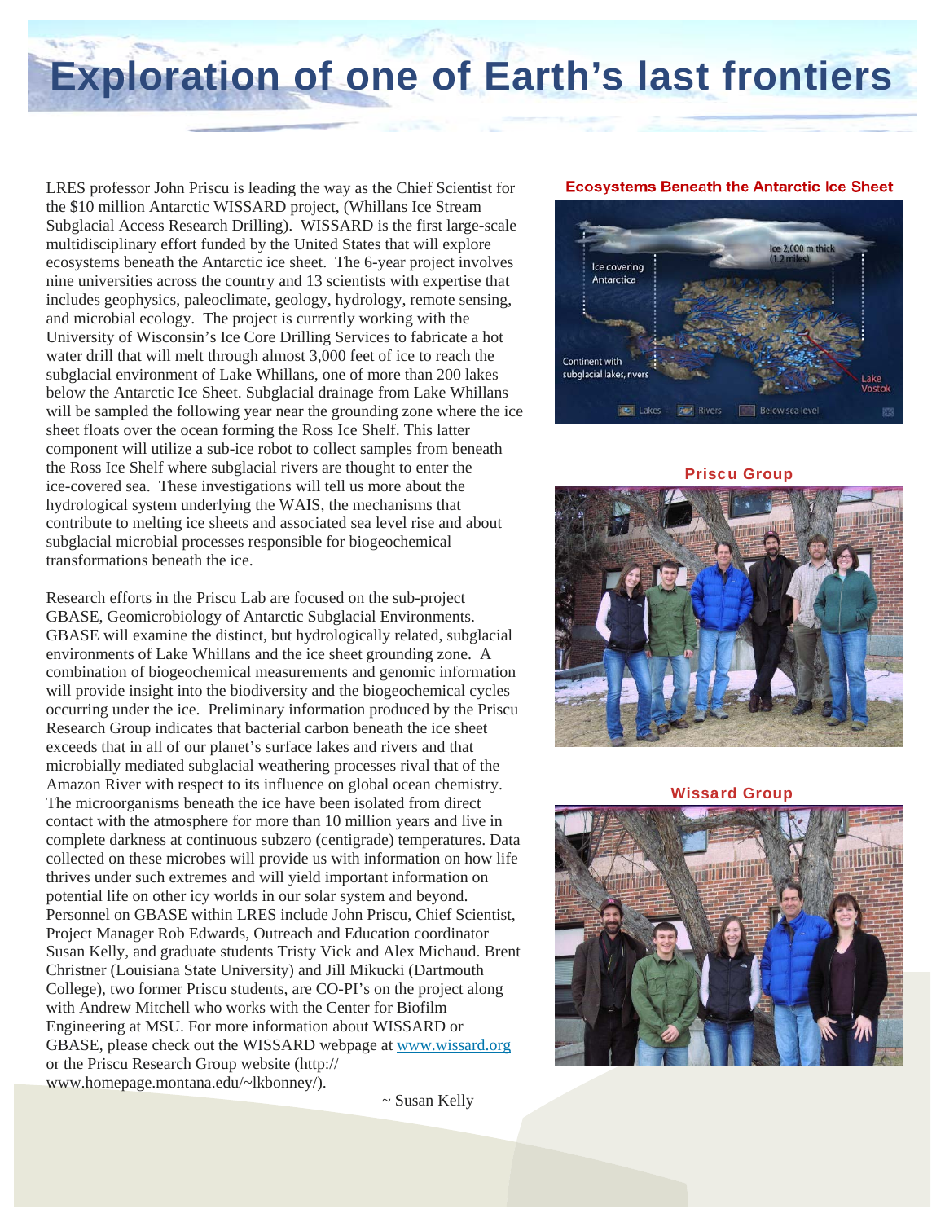# Exploration of one of Earth's last frontiers

LRES professor John Priscu is leading the way as the Chief Scientist for the $10 million Antarctic WISSARD project, (Whillans Ice Stream Subglacial Access Research Drilling). WISSARD is the first large-scale multidisciplinary effort funded by the United States that will explore ecosystems beneath the Antarctic ice sheet. The 6-year project involves nine universities across the country and 13 scientists with expertise that includes geophysics, paleoclimate, geology, hydrology, remote sensing, and microbial ecology. The project is currently working with the University of Wisconsin's Ice Core Drilling Services to fabricate a hot water drill that will melt through almost 3,000 feet of ice to reach the subglacial environment of Lake Whillans, one of more than 200 lakes below the Antarctic Ice Sheet. Subglacial drainage from Lake Whillans will be sampled the following year near the grounding zone where the ice sheet floats over the ocean forming the Ross Ice Shelf. This latter component will utilize a sub-ice robot to collect samples from beneath the Ross Ice Shelf where subglacial rivers are thought to enter the ice-covered sea. These investigations will tell us more about the hydrological system underlying the WAIS, the mechanisms that contribute to melting ice sheets and associated sea level rise and about subglacial microbial processes responsible for biogeochemical transformations beneath the ice.

Research efforts in the Priscu Lab are focused on the sub-project GBASE, Geomicrobiology of Antarctic Subglacial Environments. GBASE will examine the distinct, but hydrologically related, subglacial environments of Lake Whillans and the ice sheet grounding zone. A combination of biogeochemical measurements and genomic information will provide insight into the biodiversity and the biogeochemical cycles occurring under the ice. Preliminary information produced by the Priscu Research Group indicates that bacterial carbon beneath the ice sheet exceeds that in all of our planet's surface lakes and rivers and that microbially mediated subglacial weathering processes rival that of the Amazon River with respect to its influence on global ocean chemistry. The microorganisms beneath the ice have been isolated from direct contact with the atmosphere for more than 10 million years and live in complete darkness at continuous subzero (centigrade) temperatures. Data collected on these microbes will provide us with information on how life thrives under such extremes and will yield important information on potential life on other icy worlds in our solar system and beyond. Personnel on GBASE within LRES include John Priscu, Chief Scientist, Project Manager Rob Edwards, Outreach and Education coordinator Susan Kelly, and graduate students Tristy Vick and Alex Michaud. Brent Christner (Louisiana State University) and Jill Mikucki (Dartmouth College), two former Priscu students, are CO-PI's on the project along with Andrew Mitchell who works with the Center for Biofilm Engineering at MSU. For more information about WISSARD or GBASE, please check out the WISSARD webpage at www.wissard.org or the Priscu Research Group website (http://www.homepage.montana.edu/~lkbonney/).

~ Susan Kelly

**Ecosystems Beneath the Antarctic Ice Sheet**

Ice covering Antarctica

Ice 2,000 m thick (1.2 miles)

Continent with subglacial lakes, rivers

Lake Vostok

Lakes Rivers Below sea level

**Priscu Group**

**Wissard Group**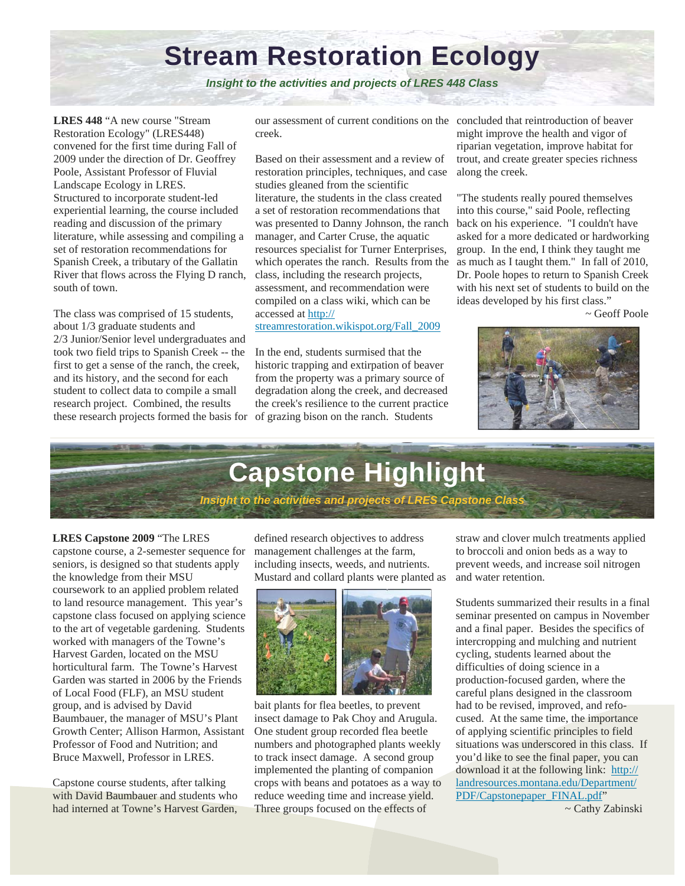# Stream Restoration Ecology

***Insight to the activities and projects of LRES 448 Class***

**LRES 448** "A new course "Stream Restoration Ecology" (LRES448) convened for the first time during Fall of 2009 under the direction of Dr. Geoffrey Poole, Assistant Professor of Fluvial Landscape Ecology in LRES. Structured to incorporate student-led experiential learning, the course included reading and discussion of the primary literature, while assessing and compiling a set of restoration recommendations for Spanish Creek, a tributary of the Gallatin River that flows across the Flying D ranch, south of town.

The class was comprised of 15 students, about 1/3 graduate students and 2/3 Junior/Senior level undergraduates and took two field trips to Spanish Creek -- the first to get a sense of the ranch, the creek, and its history, and the second for each student to collect data to compile a small research project. Combined, the results these research projects formed the basis for our assessment of current conditions on the creek.

Based on their assessment and a review of restoration principles, techniques, and case studies gleaned from the scientific literature, the students in the class created a set of restoration recommendations that was presented to Danny Johnson, the ranch manager, and Carter Cruse, the aquatic resources specialist for Turner Enterprises, which operates the ranch. Results from the class, including the research projects, assessment, and recommendation were compiled on a class wiki, which can be accessed at http://streamrestoration.wikispot.org/Fall_2009

In the end, students surmised that the historic trapping and extirpation of beaver from the property was a primary source of degradation along the creek, and decreased the creek's resilience to the current practice of grazing bison on the ranch. Students concluded that reintroduction of beaver might improve the health and vigor of riparian vegetation, improve habitat for trout, and create greater species richness along the creek.

"The students really poured themselves into this course," said Poole, reflecting back on his experience. "I couldn't have asked for a more dedicated or hardworking group. In the end, I think they taught me as much as I taught them." In fall of 2010, Dr. Poole hopes to return to Spanish Creek with his next set of students to build on the ideas developed by his first class."

~ Geoff Poole

# Capstone Highlight

***Insight to the activities and projects of LRES Capstone Class***

**LRES Capstone 2009** "The LRES capstone course, a 2-semester sequence for seniors, is designed so that students apply the knowledge from their MSU coursework to an applied problem related to land resource management. This year's capstone class focused on applying science to the art of vegetable gardening. Students worked with managers of the Towne's Harvest Garden, located on the MSU horticultural farm. The Towne's Harvest Garden was started in 2006 by the Friends of Local Food (FLF), an MSU student group, and is advised by David Baumbauer, the manager of MSU's Plant Growth Center; Allison Harmon, Assistant Professor of Food and Nutrition; and Bruce Maxwell, Professor in LRES.

Capstone course students, after talking with David Baumbauer and students who had interned at Towne's Harvest Garden, defined research objectives to address management challenges at the farm, including insects, weeds, and nutrients. Mustard and collard plants were planted as bait plants for flea beetles, to prevent insect damage to Pak Choy and Arugula. One student group recorded flea beetle numbers and photographed plants weekly to track insect damage. A second group implemented the planting of companion crops with beans and potatoes as a way to reduce weeding time and increase yield. Three groups focused on the effects of straw and clover mulch treatments applied to broccoli and onion beds as a way to prevent weeds, and increase soil nitrogen and water retention.

Students summarized their results in a final seminar presented on campus in November and a final paper. Besides the specifics of intercropping and mulching and nutrient cycling, students learned about the difficulties of doing science in a production-focused garden, where the careful plans designed in the classroom had to be revised, improved, and refocused. At the same time, the importance of applying scientific principles to field situations was underscored in this class. If you'd like to see the final paper, you can download it at the following link: http://landresources.montana.edu/Department/PDF/Capstonepaper_FINAL.pdf"

~ Cathy Zabinski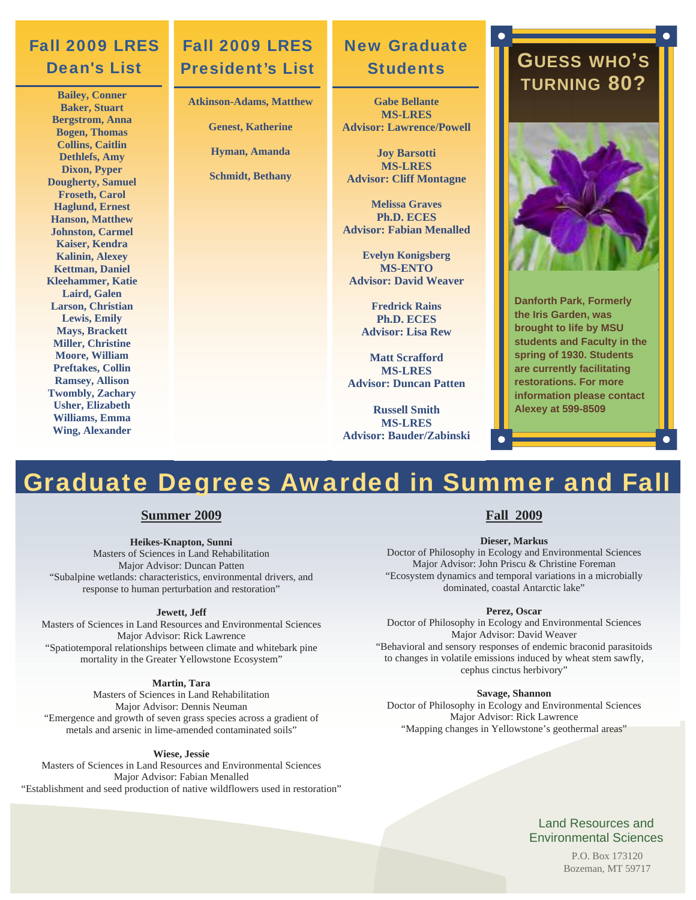## Fall 2009 LRES Dean's List

Bailey, Conner
Baker, Stuart
Bergstrom, Anna
Bogen, Thomas
Collins, Caitlin
Dethlefs, Amy
Dixon, Pyper
Dougherty, Samuel
Froseth, Carol
Haglund, Ernest
Hanson, Matthew
Johnston, Carmel
Kaiser, Kendra
Kalinin, Alexey
Kettman, Daniel
Kleehammer, Katie
Laird, Galen
Larson, Christian
Lewis, Emily
Mays, Brackett
Miller, Christine
Moore, William
Preftakes, Collin
Ramsey, Allison
Twombly, Zachary
Usher, Elizabeth
Williams, Emma
Wing, Alexander

## Fall 2009 LRES President's List

Atkinson-Adams, Matthew

Genest, Katherine

Hyman, Amanda

Schmidt, Bethany

## New Graduate Students

**Gabe Bellante**
**MS-LRES**
**Advisor: Lawrence/Powell**

**Joy Barsotti**
**MS-LRES**
**Advisor: Cliff Montagne**

**Melissa Graves**
**Ph.D. ECES**
**Advisor: Fabian Menalled**

**Evelyn Konigsberg**
**MS-ENTO**
**Advisor: David Weaver**

**Fredrick Rains**
**Ph.D. ECES**
**Advisor: Lisa Rew**

**Matt Scrafford**
**MS-LRES**
**Advisor: Duncan Patten**

**Russell Smith**
**MS-LRES**
**Advisor: Bauder/Zabinski**

## Guess Who's Turning 80?

**Danforth Park, Formerly the Iris Garden, was brought to life by MSU students and Faculty in the spring of 1930. Students are currently facilitating restorations. For more information please contact Alexey at 599-8509**

# Graduate Degrees Awarded in Summer and Fall

### Summer 2009

**Heikes-Knapton, Sunni**
Masters of Sciences in Land Rehabilitation
Major Advisor: Duncan Patten
"Subalpine wetlands: characteristics, environmental drivers, and response to human perturbation and restoration"

**Jewett, Jeff**
Masters of Sciences in Land Resources and Environmental Sciences
Major Advisor: Rick Lawrence
"Spatiotemporal relationships between climate and whitebark pine mortality in the Greater Yellowstone Ecosystem"

**Martin, Tara**
Masters of Sciences in Land Rehabilitation
Major Advisor: Dennis Neuman
"Emergence and growth of seven grass species across a gradient of metals and arsenic in lime-amended contaminated soils"

**Wiese, Jessie**
Masters of Sciences in Land Resources and Environmental Sciences
Major Advisor: Fabian Menalled
"Establishment and seed production of native wildflowers used in restoration"

### Fall 2009

**Dieser, Markus**
Doctor of Philosophy in Ecology and Environmental Sciences
Major Advisor: John Priscu & Christine Foreman
"Ecosystem dynamics and temporal variations in a microbially dominated, coastal Antarctic lake"

**Perez, Oscar**
Doctor of Philosophy in Ecology and Environmental Sciences
Major Advisor: David Weaver
"Behavioral and sensory responses of endemic braconid parasitoids to changes in volatile emissions induced by wheat stem sawfly, cephus cinctus herbivory"

**Savage, Shannon**
Doctor of Philosophy in Ecology and Environmental Sciences
Major Advisor: Rick Lawrence
"Mapping changes in Yellowstone's geothermal areas"

Land Resources and Environmental Sciences
P.O. Box 173120
Bozeman, MT 59717